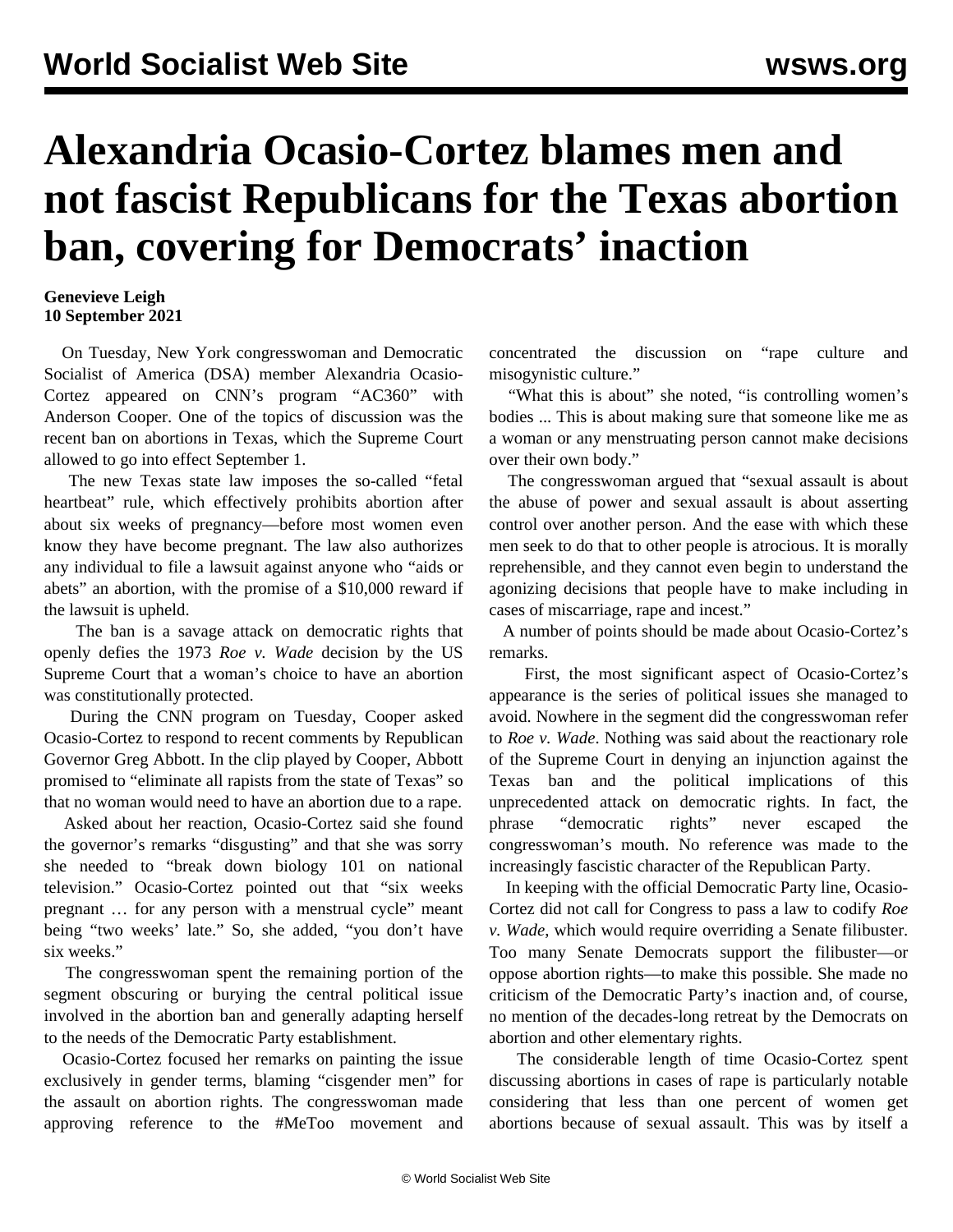# Alexandria Ocasio-Cortez blames men and not fascist Republicans for the Texas abortion ban, covering for Democrats' inaction

**Genevieve Leigh**
**10 September 2021**

On Tuesday, New York congresswoman and Democratic Socialist of America (DSA) member Alexandria Ocasio-Cortez appeared on CNN's program "AC360" with Anderson Cooper. One of the topics of discussion was the recent ban on abortions in Texas, which the Supreme Court allowed to go into effect September 1.

The new Texas state law imposes the so-called "fetal heartbeat" rule, which effectively prohibits abortion after about six weeks of pregnancy—before most women even know they have become pregnant. The law also authorizes any individual to file a lawsuit against anyone who "aids or abets" an abortion, with the promise of a $10,000 reward if the lawsuit is upheld.

The ban is a savage attack on democratic rights that openly defies the 1973 *Roe v. Wade* decision by the US Supreme Court that a woman's choice to have an abortion was constitutionally protected.

During the CNN program on Tuesday, Cooper asked Ocasio-Cortez to respond to recent comments by Republican Governor Greg Abbott. In the clip played by Cooper, Abbott promised to "eliminate all rapists from the state of Texas" so that no woman would need to have an abortion due to a rape.

Asked about her reaction, Ocasio-Cortez said she found the governor's remarks "disgusting" and that she was sorry she needed to "break down biology 101 on national television." Ocasio-Cortez pointed out that "six weeks pregnant … for any person with a menstrual cycle" meant being "two weeks' late." So, she added, "you don't have six weeks."

The congresswoman spent the remaining portion of the segment obscuring or burying the central political issue involved in the abortion ban and generally adapting herself to the needs of the Democratic Party establishment.

Ocasio-Cortez focused her remarks on painting the issue exclusively in gender terms, blaming "cisgender men" for the assault on abortion rights. The congresswoman made approving reference to the #MeToo movement and concentrated the discussion on "rape culture and misogynistic culture."

"What this is about" she noted, "is controlling women's bodies ... This is about making sure that someone like me as a woman or any menstruating person cannot make decisions over their own body."

The congresswoman argued that "sexual assault is about the abuse of power and sexual assault is about asserting control over another person. And the ease with which these men seek to do that to other people is atrocious. It is morally reprehensible, and they cannot even begin to understand the agonizing decisions that people have to make including in cases of miscarriage, rape and incest."

A number of points should be made about Ocasio-Cortez's remarks.

First, the most significant aspect of Ocasio-Cortez's appearance is the series of political issues she managed to avoid. Nowhere in the segment did the congresswoman refer to *Roe v. Wade*. Nothing was said about the reactionary role of the Supreme Court in denying an injunction against the Texas ban and the political implications of this unprecedented attack on democratic rights. In fact, the phrase "democratic rights" never escaped the congresswoman's mouth. No reference was made to the increasingly fascistic character of the Republican Party.

In keeping with the official Democratic Party line, Ocasio-Cortez did not call for Congress to pass a law to codify *Roe v. Wade*, which would require overriding a Senate filibuster. Too many Senate Democrats support the filibuster—or oppose abortion rights—to make this possible. She made no criticism of the Democratic Party's inaction and, of course, no mention of the decades-long retreat by the Democrats on abortion and other elementary rights.

The considerable length of time Ocasio-Cortez spent discussing abortions in cases of rape is particularly notable considering that less than one percent of women get abortions because of sexual assault. This was by itself a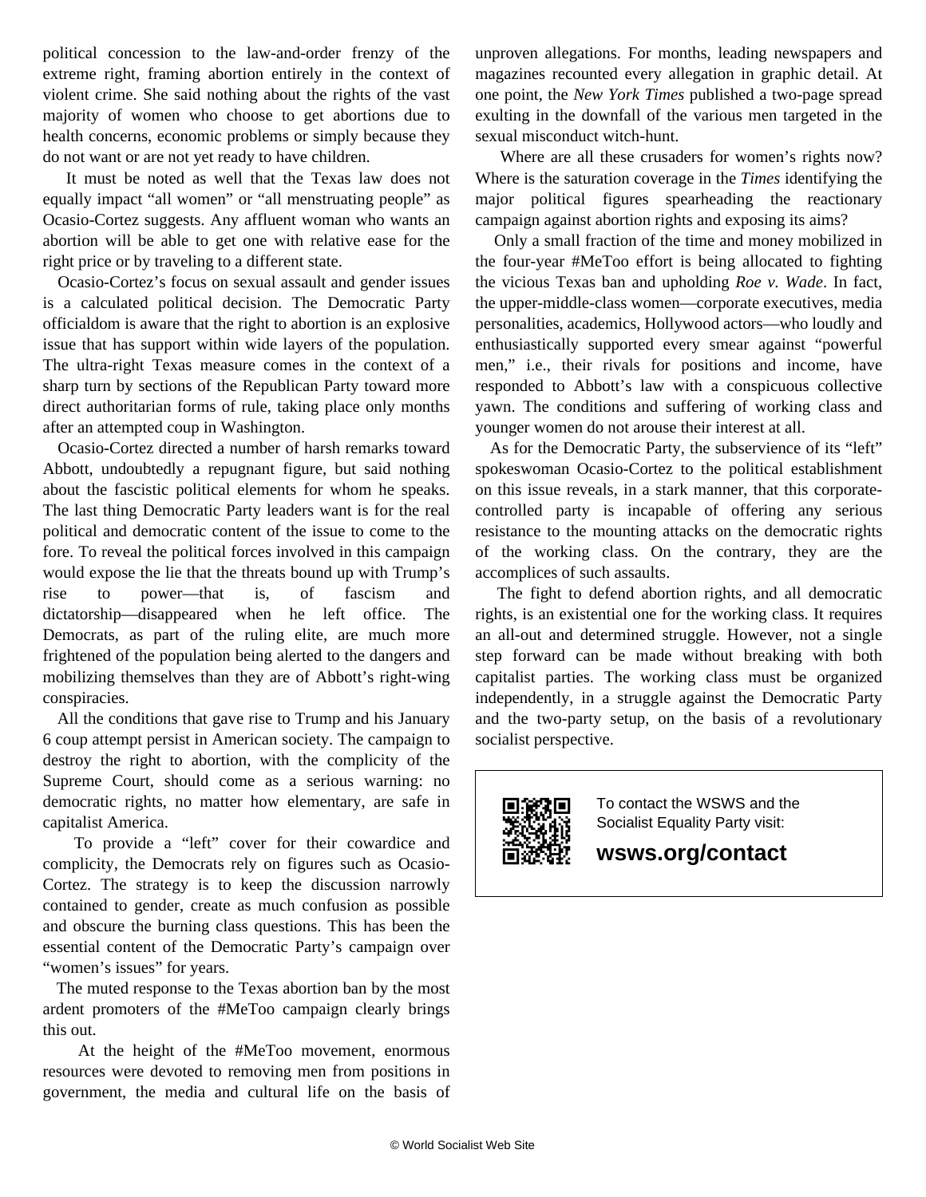political concession to the law-and-order frenzy of the extreme right, framing abortion entirely in the context of violent crime. She said nothing about the rights of the vast majority of women who choose to get abortions due to health concerns, economic problems or simply because they do not want or are not yet ready to have children.

It must be noted as well that the Texas law does not equally impact "all women" or "all menstruating people" as Ocasio-Cortez suggests. Any affluent woman who wants an abortion will be able to get one with relative ease for the right price or by traveling to a different state.

Ocasio-Cortez's focus on sexual assault and gender issues is a calculated political decision. The Democratic Party officialdom is aware that the right to abortion is an explosive issue that has support within wide layers of the population. The ultra-right Texas measure comes in the context of a sharp turn by sections of the Republican Party toward more direct authoritarian forms of rule, taking place only months after an attempted coup in Washington.

Ocasio-Cortez directed a number of harsh remarks toward Abbott, undoubtedly a repugnant figure, but said nothing about the fascistic political elements for whom he speaks. The last thing Democratic Party leaders want is for the real political and democratic content of the issue to come to the fore. To reveal the political forces involved in this campaign would expose the lie that the threats bound up with Trump's rise to power—that is, of fascism and dictatorship—disappeared when he left office. The Democrats, as part of the ruling elite, are much more frightened of the population being alerted to the dangers and mobilizing themselves than they are of Abbott's right-wing conspiracies.

All the conditions that gave rise to Trump and his January 6 coup attempt persist in American society. The campaign to destroy the right to abortion, with the complicity of the Supreme Court, should come as a serious warning: no democratic rights, no matter how elementary, are safe in capitalist America.

To provide a "left" cover for their cowardice and complicity, the Democrats rely on figures such as Ocasio-Cortez. The strategy is to keep the discussion narrowly contained to gender, create as much confusion as possible and obscure the burning class questions. This has been the essential content of the Democratic Party's campaign over "women's issues" for years.

The muted response to the Texas abortion ban by the most ardent promoters of the #MeToo campaign clearly brings this out.

At the height of the #MeToo movement, enormous resources were devoted to removing men from positions in government, the media and cultural life on the basis of unproven allegations. For months, leading newspapers and magazines recounted every allegation in graphic detail. At one point, the *New York Times* published a two-page spread exulting in the downfall of the various men targeted in the sexual misconduct witch-hunt.

Where are all these crusaders for women's rights now? Where is the saturation coverage in the *Times* identifying the major political figures spearheading the reactionary campaign against abortion rights and exposing its aims?

Only a small fraction of the time and money mobilized in the four-year #MeToo effort is being allocated to fighting the vicious Texas ban and upholding *Roe v. Wade*. In fact, the upper-middle-class women—corporate executives, media personalities, academics, Hollywood actors—who loudly and enthusiastically supported every smear against "powerful men," i.e., their rivals for positions and income, have responded to Abbott's law with a conspicuous collective yawn. The conditions and suffering of working class and younger women do not arouse their interest at all.

As for the Democratic Party, the subservience of its "left" spokeswoman Ocasio-Cortez to the political establishment on this issue reveals, in a stark manner, that this corporate-controlled party is incapable of offering any serious resistance to the mounting attacks on the democratic rights of the working class. On the contrary, they are the accomplices of such assaults.

The fight to defend abortion rights, and all democratic rights, is an existential one for the working class. It requires an all-out and determined struggle. However, not a single step forward can be made without breaking with both capitalist parties. The working class must be organized independently, in a struggle against the Democratic Party and the two-party setup, on the basis of a revolutionary socialist perspective.

To contact the WSWS and the Socialist Equality Party visit:

**wsws.org/contact**